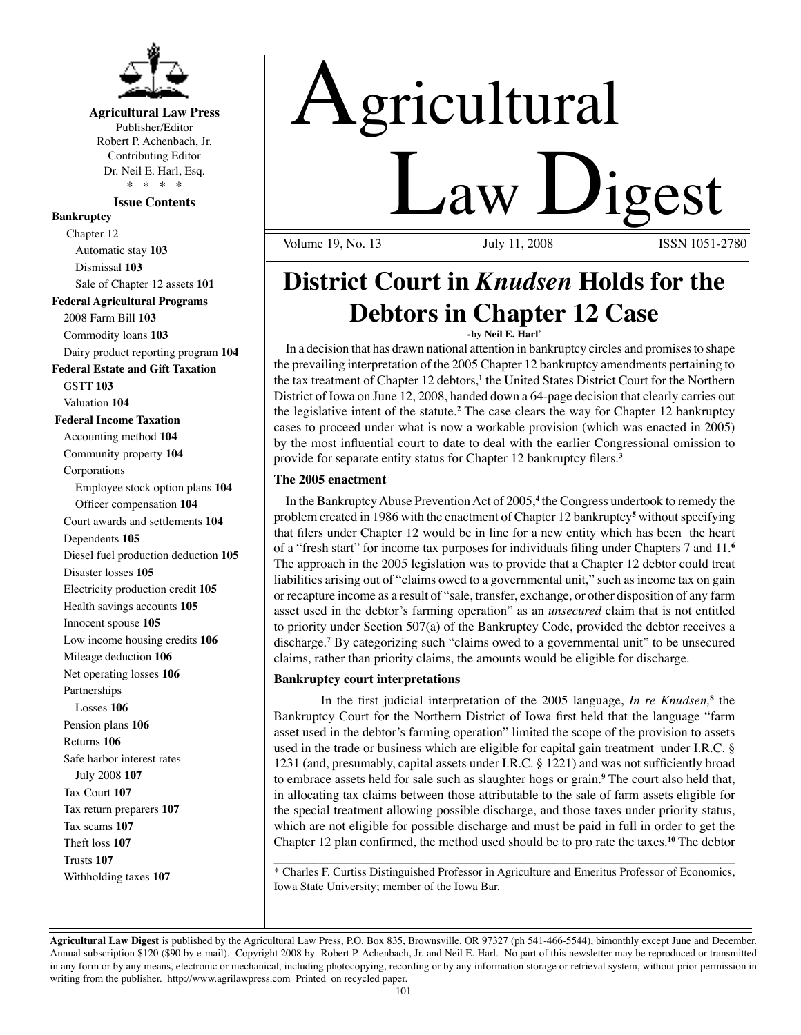**Agricultural Law Press**
Publisher/Editor
Robert P. Achenbach, Jr.
Contributing Editor
Dr. Neil E. Harl, Esq.

\* \* \* \*

**Issue Contents**

**Bankruptcy**
- Chapter 12
  - Automatic stay **103**
  - Dismissal **103**
  - Sale of Chapter 12 assets **101**

**Federal Agricultural Programs**
- 2008 Farm Bill **103**
- Commodity loans **103**
- Dairy product reporting program **104**

**Federal Estate and Gift Taxation**
- GSTT **103**
- Valuation **104**

**Federal Income Taxation**
- Accounting method **104**
- Community property **104**
- Corporations
  - Employee stock option plans **104**
  - Officer compensation **104**
- Court awards and settlements **104**
- Dependents **105**
- Diesel fuel production deduction **105**
- Disaster losses **105**
- Electricity production credit **105**
- Health savings accounts **105**
- Innocent spouse **105**
- Low income housing credits **106**
- Mileage deduction **106**
- Net operating losses **106**
- Partnerships
  - Losses **106**
- Pension plans **106**
- Returns **106**
- Safe harbor interest rates
  - July 2008 **107**
- Tax Court **107**
- Tax return preparers **107**
- Tax scams **107**
- Theft loss **107**
- Trusts **107**
- Withholding taxes **107**

# Agricultural Law Digest

Volume 19, No. 13 — July 11, 2008 — ISSN 1051-2780

## District Court in *Knudsen* Holds for the Debtors in Chapter 12 Case

**-by Neil E. Harl***

In a decision that has drawn national attention in bankruptcy circles and promises to shape the prevailing interpretation of the 2005 Chapter 12 bankruptcy amendments pertaining to the tax treatment of Chapter 12 debtors,[1] the United States District Court for the Northern District of Iowa on June 12, 2008, handed down a 64-page decision that clearly carries out the legislative intent of the statute.[2] The case clears the way for Chapter 12 bankruptcy cases to proceed under what is now a workable provision (which was enacted in 2005) by the most influential court to date to deal with the earlier Congressional omission to provide for separate entity status for Chapter 12 bankruptcy filers.[3]

### The 2005 enactment

In the Bankruptcy Abuse Prevention Act of 2005,[4] the Congress undertook to remedy the problem created in 1986 with the enactment of Chapter 12 bankruptcy[5] without specifying that filers under Chapter 12 would be in line for a new entity which has been the heart of a "fresh start" for income tax purposes for individuals filing under Chapters 7 and 11.[6] The approach in the 2005 legislation was to provide that a Chapter 12 debtor could treat liabilities arising out of "claims owed to a governmental unit," such as income tax on gain or recapture income as a result of "sale, transfer, exchange, or other disposition of any farm asset used in the debtor's farming operation" as an *unsecured* claim that is not entitled to priority under Section 507(a) of the Bankruptcy Code, provided the debtor receives a discharge.[7] By categorizing such "claims owed to a governmental unit" to be unsecured claims, rather than priority claims, the amounts would be eligible for discharge.

### Bankruptcy court interpretations

In the first judicial interpretation of the 2005 language, *In re Knudsen,*[8] the Bankruptcy Court for the Northern District of Iowa first held that the language "farm asset used in the debtor's farming operation" limited the scope of the provision to assets used in the trade or business which are eligible for capital gain treatment under I.R.C. § 1231 (and, presumably, capital assets under I.R.C. § 1221) and was not sufficiently broad to embrace assets held for sale such as slaughter hogs or grain.[9] The court also held that, in allocating tax claims between those attributable to the sale of farm assets eligible for the special treatment allowing possible discharge, and those taxes under priority status, which are not eligible for possible discharge and must be paid in full in order to get the Chapter 12 plan confirmed, the method used should be to pro rate the taxes.[10] The debtor

\* Charles F. Curtiss Distinguished Professor in Agriculture and Emeritus Professor of Economics, Iowa State University; member of the Iowa Bar.

**Agricultural Law Digest** is published by the Agricultural Law Press, P.O. Box 835, Brownsville, OR 97327 (ph 541-466-5544), bimonthly except June and December. Annual subscription $120 ($90 by e-mail). Copyright 2008 by Robert P. Achenbach, Jr. and Neil E. Harl. No part of this newsletter may be reproduced or transmitted in any form or by any means, electronic or mechanical, including photocopying, recording or by any information storage or retrieval system, without prior permission in writing from the publisher. http://www.agrilawpress.com Printed on recycled paper.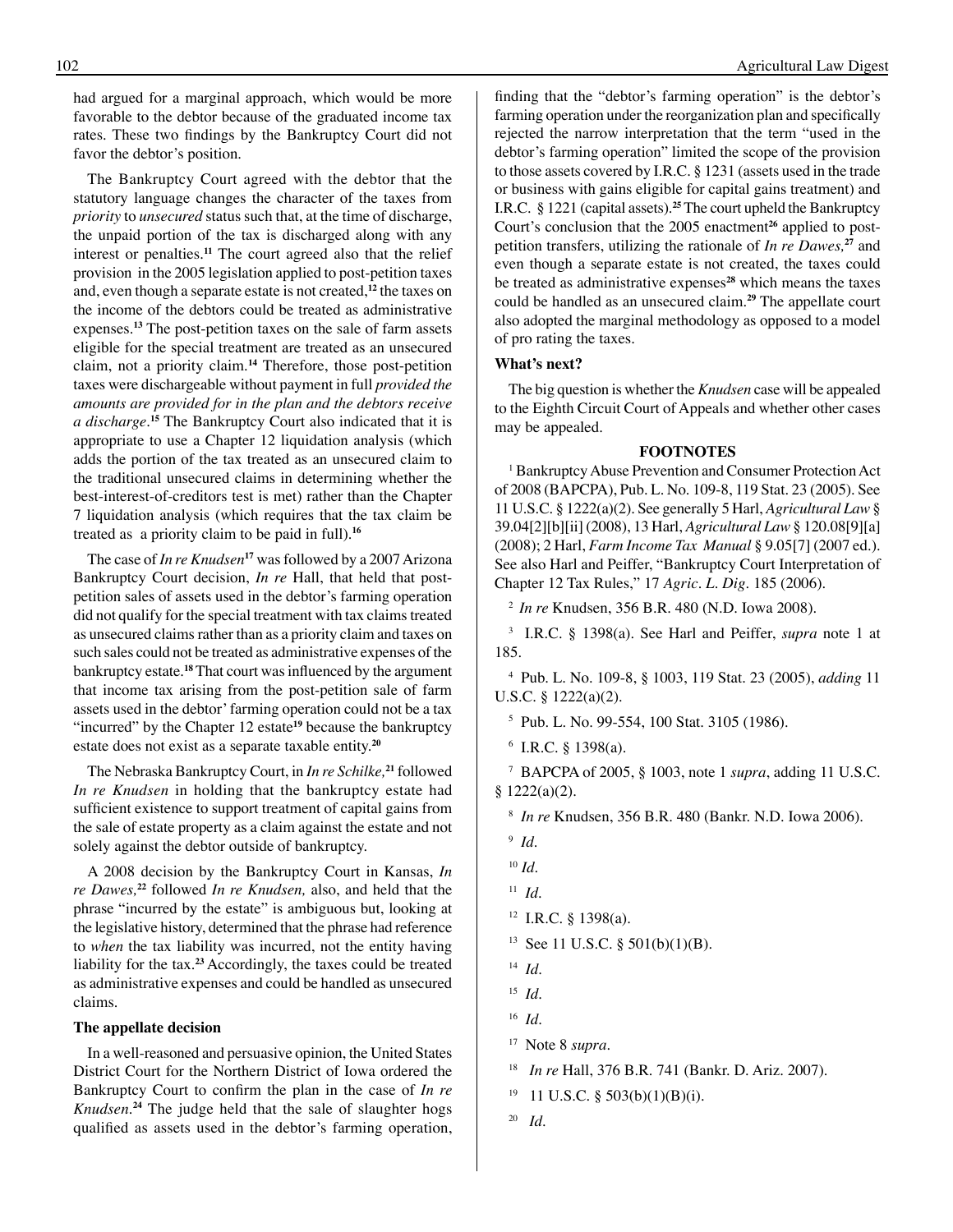had argued for a marginal approach, which would be more favorable to the debtor because of the graduated income tax rates. These two findings by the Bankruptcy Court did not favor the debtor's position.

The Bankruptcy Court agreed with the debtor that the statutory language changes the character of the taxes from *priority* to *unsecured* status such that, at the time of discharge, the unpaid portion of the tax is discharged along with any interest or penalties.[11] The court agreed also that the relief provision in the 2005 legislation applied to post-petition taxes and, even though a separate estate is not created,[12] the taxes on the income of the debtors could be treated as administrative expenses.[13] The post-petition taxes on the sale of farm assets eligible for the special treatment are treated as an unsecured claim, not a priority claim.[14] Therefore, those post-petition taxes were dischargeable without payment in full *provided the amounts are provided for in the plan and the debtors receive a discharge*.[15] The Bankruptcy Court also indicated that it is appropriate to use a Chapter 12 liquidation analysis (which adds the portion of the tax treated as an unsecured claim to the traditional unsecured claims in determining whether the best-interest-of-creditors test is met) rather than the Chapter 7 liquidation analysis (which requires that the tax claim be treated as a priority claim to be paid in full).[16]

The case of *In re Knudsen*[17] was followed by a 2007 Arizona Bankruptcy Court decision, *In re* Hall, that held that post-petition sales of assets used in the debtor's farming operation did not qualify for the special treatment with tax claims treated as unsecured claims rather than as a priority claim and taxes on such sales could not be treated as administrative expenses of the bankruptcy estate.[18] That court was influenced by the argument that income tax arising from the post-petition sale of farm assets used in the debtor' farming operation could not be a tax "incurred" by the Chapter 12 estate[19] because the bankruptcy estate does not exist as a separate taxable entity.[20]

The Nebraska Bankruptcy Court, in *In re Schilke,*[21] followed *In re Knudsen* in holding that the bankruptcy estate had sufficient existence to support treatment of capital gains from the sale of estate property as a claim against the estate and not solely against the debtor outside of bankruptcy.

A 2008 decision by the Bankruptcy Court in Kansas, *In re Dawes,*[22] followed *In re Knudsen,* also, and held that the phrase "incurred by the estate" is ambiguous but, looking at the legislative history, determined that the phrase had reference to *when* the tax liability was incurred, not the entity having liability for the tax.[23] Accordingly, the taxes could be treated as administrative expenses and could be handled as unsecured claims.

**The appellate decision**

In a well-reasoned and persuasive opinion, the United States District Court for the Northern District of Iowa ordered the Bankruptcy Court to confirm the plan in the case of *In re Knudsen*.[24] The judge held that the sale of slaughter hogs qualified as assets used in the debtor's farming operation, finding that the "debtor's farming operation" is the debtor's farming operation under the reorganization plan and specifically rejected the narrow interpretation that the term "used in the debtor's farming operation" limited the scope of the provision to those assets covered by I.R.C. § 1231 (assets used in the trade or business with gains eligible for capital gains treatment) and I.R.C. § 1221 (capital assets).[25] The court upheld the Bankruptcy Court's conclusion that the 2005 enactment[26] applied to post-petition transfers, utilizing the rationale of *In re Dawes,*[27] and even though a separate estate is not created, the taxes could be treated as administrative expenses[28] which means the taxes could be handled as an unsecured claim.[29] The appellate court also adopted the marginal methodology as opposed to a model of pro rating the taxes.

**What's next?**

The big question is whether the *Knudsen* case will be appealed to the Eighth Circuit Court of Appeals and whether other cases may be appealed.

**FOOTNOTES**

[1] Bankruptcy Abuse Prevention and Consumer Protection Act of 2008 (BAPCPA), Pub. L. No. 109-8, 119 Stat. 23 (2005). See 11 U.S.C. § 1222(a)(2). See generally 5 Harl, *Agricultural Law* § 39.04[2][b][ii] (2008), 13 Harl, *Agricultural Law* § 120.08[9][a] (2008); 2 Harl, *Farm Income Tax Manual* § 9.05[7] (2007 ed.). See also Harl and Peiffer, "Bankruptcy Court Interpretation of Chapter 12 Tax Rules," 17 *Agric. L. Dig.* 185 (2006).

[2] *In re* Knudsen, 356 B.R. 480 (N.D. Iowa 2008).

[3] I.R.C. § 1398(a). See Harl and Peiffer, *supra* note 1 at 185.

[4] Pub. L. No. 109-8, § 1003, 119 Stat. 23 (2005), *adding* 11 U.S.C. § 1222(a)(2).

[5] Pub. L. No. 99-554, 100 Stat. 3105 (1986).

[6] I.R.C. § 1398(a).

[7] BAPCPA of 2005, § 1003, note 1 *supra*, adding 11 U.S.C. § 1222(a)(2).

[8] *In re* Knudsen, 356 B.R. 480 (Bankr. N.D. Iowa 2006).

[9] *Id*.

[10] *Id*.

[11] *Id*.

[12] I.R.C. § 1398(a).

[13] See 11 U.S.C. § 501(b)(1)(B).

[14] *Id*.

[15] *Id*.

[16] *Id*.

[17] Note 8 *supra*.

[18] *In re* Hall, 376 B.R. 741 (Bankr. D. Ariz. 2007).

[19] 11 U.S.C. § 503(b)(1)(B)(i).

[20] *Id*.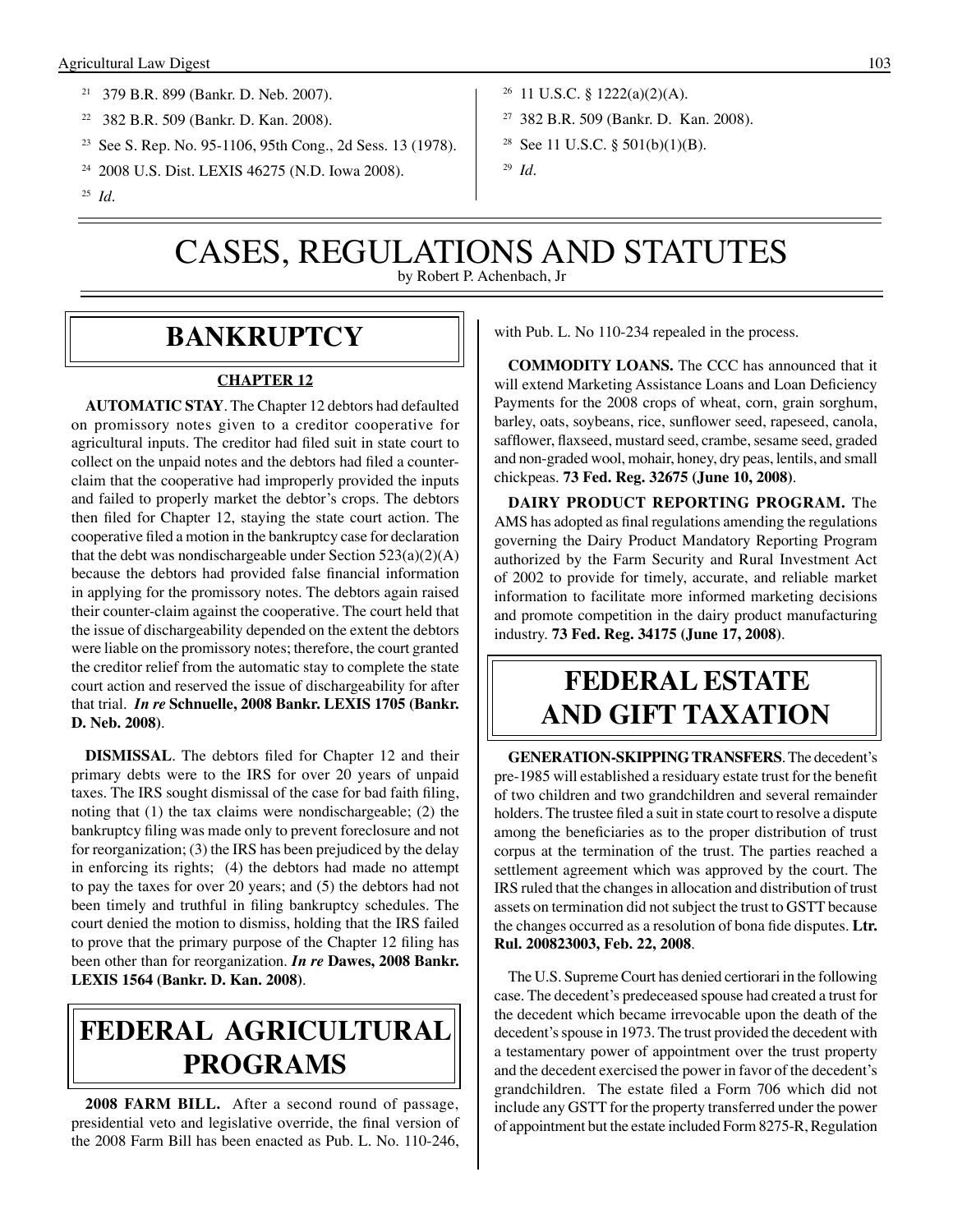[21] 379 B.R. 899 (Bankr. D. Neb. 2007).

[22] 382 B.R. 509 (Bankr. D. Kan. 2008).

[23] See S. Rep. No. 95-1106, 95th Cong., 2d Sess. 13 (1978).

[24] 2008 U.S. Dist. LEXIS 46275 (N.D. Iowa 2008).

[25] *Id*.

[26] 11 U.S.C. § 1222(a)(2)(A).

[27] 382 B.R. 509 (Bankr. D. Kan. 2008).

[28] See 11 U.S.C. § 501(b)(1)(B).

[29] *Id*.

# CASES, REGULATIONS AND STATUTES

by Robert P. Achenbach, Jr

## BANKRUPTCY

### CHAPTER 12

**AUTOMATIC STAY**. The Chapter 12 debtors had defaulted on promissory notes given to a creditor cooperative for agricultural inputs. The creditor had filed suit in state court to collect on the unpaid notes and the debtors had filed a counter-claim that the cooperative had improperly provided the inputs and failed to properly market the debtor's crops. The debtors then filed for Chapter 12, staying the state court action. The cooperative filed a motion in the bankruptcy case for declaration that the debt was nondischargeable under Section 523(a)(2)(A) because the debtors had provided false financial information in applying for the promissory notes. The debtors again raised their counter-claim against the cooperative. The court held that the issue of dischargeability depended on the extent the debtors were liable on the promissory notes; therefore, the court granted the creditor relief from the automatic stay to complete the state court action and reserved the issue of dischargeability for after that trial. ***In re* Schnuelle, 2008 Bankr. LEXIS 1705 (Bankr. D. Neb. 2008)**.

**DISMISSAL**. The debtors filed for Chapter 12 and their primary debts were to the IRS for over 20 years of unpaid taxes. The IRS sought dismissal of the case for bad faith filing, noting that (1) the tax claims were nondischargeable; (2) the bankruptcy filing was made only to prevent foreclosure and not for reorganization; (3) the IRS has been prejudiced by the delay in enforcing its rights; (4) the debtors had made no attempt to pay the taxes for over 20 years; and (5) the debtors had not been timely and truthful in filing bankruptcy schedules. The court denied the motion to dismiss, holding that the IRS failed to prove that the primary purpose of the Chapter 12 filing has been other than for reorganization. ***In re* Dawes, 2008 Bankr. LEXIS 1564 (Bankr. D. Kan. 2008)**.

## FEDERAL AGRICULTURAL PROGRAMS

**2008 FARM BILL.** After a second round of passage, presidential veto and legislative override, the final version of the 2008 Farm Bill has been enacted as Pub. L. No. 110-246, with Pub. L. No 110-234 repealed in the process.

**COMMODITY LOANS.** The CCC has announced that it will extend Marketing Assistance Loans and Loan Deficiency Payments for the 2008 crops of wheat, corn, grain sorghum, barley, oats, soybeans, rice, sunflower seed, rapeseed, canola, safflower, flaxseed, mustard seed, crambe, sesame seed, graded and non-graded wool, mohair, honey, dry peas, lentils, and small chickpeas. **73 Fed. Reg. 32675 (June 10, 2008)**.

**DAIRY PRODUCT REPORTING PROGRAM.** The AMS has adopted as final regulations amending the regulations governing the Dairy Product Mandatory Reporting Program authorized by the Farm Security and Rural Investment Act of 2002 to provide for timely, accurate, and reliable market information to facilitate more informed marketing decisions and promote competition in the dairy product manufacturing industry. **73 Fed. Reg. 34175 (June 17, 2008)**.

## FEDERAL ESTATE AND GIFT TAXATION

**GENERATION-SKIPPING TRANSFERS**. The decedent's pre-1985 will established a residuary estate trust for the benefit of two children and two grandchildren and several remainder holders. The trustee filed a suit in state court to resolve a dispute among the beneficiaries as to the proper distribution of trust corpus at the termination of the trust. The parties reached a settlement agreement which was approved by the court. The IRS ruled that the changes in allocation and distribution of trust assets on termination did not subject the trust to GSTT because the changes occurred as a resolution of bona fide disputes. **Ltr. Rul. 200823003, Feb. 22, 2008**.

The U.S. Supreme Court has denied certiorari in the following case. The decedent's predeceased spouse had created a trust for the decedent which became irrevocable upon the death of the decedent's spouse in 1973. The trust provided the decedent with a testamentary power of appointment over the trust property and the decedent exercised the power in favor of the decedent's grandchildren. The estate filed a Form 706 which did not include any GSTT for the property transferred under the power of appointment but the estate included Form 8275-R, Regulation